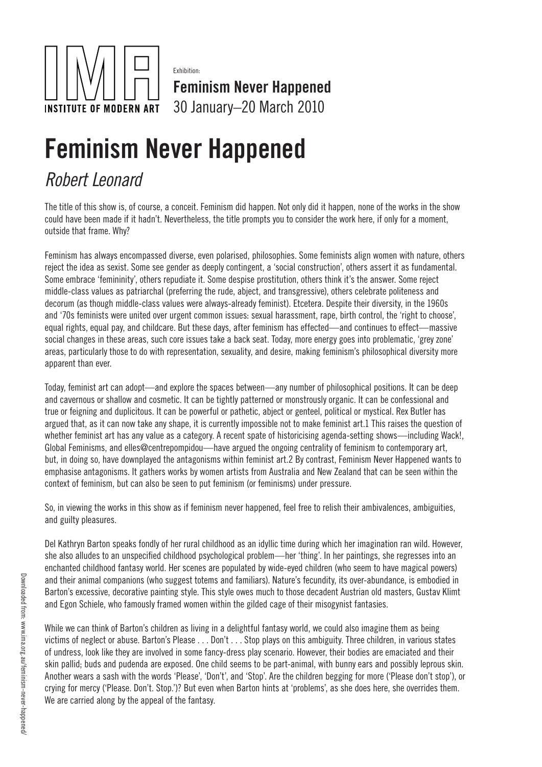Exhibition:

**Feminism Never Happened**
30 January–20 March 2010

# Feminism Never Happened

## *Robert Leonard*

The title of this show is, of course, a conceit. Feminism did happen. Not only did it happen, none of the works in the show could have been made if it hadn't. Nevertheless, the title prompts you to consider the work here, if only for a moment, outside that frame. Why?

Feminism has always encompassed diverse, even polarised, philosophies. Some feminists align women with nature, others reject the idea as sexist. Some see gender as deeply contingent, a 'social construction', others assert it as fundamental. Some embrace 'femininity', others repudiate it. Some despise prostitution, others think it's the answer. Some reject middle-class values as patriarchal (preferring the rude, abject, and transgressive), others celebrate politeness and decorum (as though middle-class values were always-already feminist). Etcetera. Despite their diversity, in the 1960s and '70s feminists were united over urgent common issues: sexual harassment, rape, birth control, the 'right to choose', equal rights, equal pay, and childcare. But these days, after feminism has effected—and continues to effect—massive social changes in these areas, such core issues take a back seat. Today, more energy goes into problematic, 'grey zone' areas, particularly those to do with representation, sexuality, and desire, making feminism's philosophical diversity more apparent than ever.

Today, feminist art can adopt—and explore the spaces between—any number of philosophical positions. It can be deep and cavernous or shallow and cosmetic. It can be tightly patterned or monstrously organic. It can be confessional and true or feigning and duplicitous. It can be powerful or pathetic, abject or genteel, political or mystical. Rex Butler has argued that, as it can now take any shape, it is currently impossible not to make feminist art.[1] This raises the question of whether feminist art has any value as a category. A recent spate of historicising agenda-setting shows—including Wack!, Global Feminisms, and elles@centrepompidou—have argued the ongoing centrality of feminism to contemporary art, but, in doing so, have downplayed the antagonisms within feminist art.[2] By contrast, Feminism Never Happened wants to emphasise antagonisms. It gathers works by women artists from Australia and New Zealand that can be seen within the context of feminism, but can also be seen to put feminism (or feminisms) under pressure.

So, in viewing the works in this show as if feminism never happened, feel free to relish their ambivalences, ambiguities, and guilty pleasures.

Del Kathryn Barton speaks fondly of her rural childhood as an idyllic time during which her imagination ran wild. However, she also alludes to an unspecified childhood psychological problem—her 'thing'. In her paintings, she regresses into an enchanted childhood fantasy world. Her scenes are populated by wide-eyed children (who seem to have magical powers) and their animal companions (who suggest totems and familiars). Nature's fecundity, its over-abundance, is embodied in Barton's excessive, decorative painting style. This style owes much to those decadent Austrian old masters, Gustav Klimt and Egon Schiele, who famously framed women within the gilded cage of their misogynist fantasies.

While we can think of Barton's children as living in a delightful fantasy world, we could also imagine them as being victims of neglect or abuse. Barton's Please . . . Don't . . . Stop plays on this ambiguity. Three children, in various states of undress, look like they are involved in some fancy-dress play scenario. However, their bodies are emaciated and their skin pallid; buds and pudenda are exposed. One child seems to be part-animal, with bunny ears and possibly leprous skin. Another wears a sash with the words 'Please', 'Don't', and 'Stop'. Are the children begging for more ('Please don't stop'), or crying for mercy ('Please. Don't. Stop.')? But even when Barton hints at 'problems', as she does here, she overrides them. We are carried along by the appeal of the fantasy.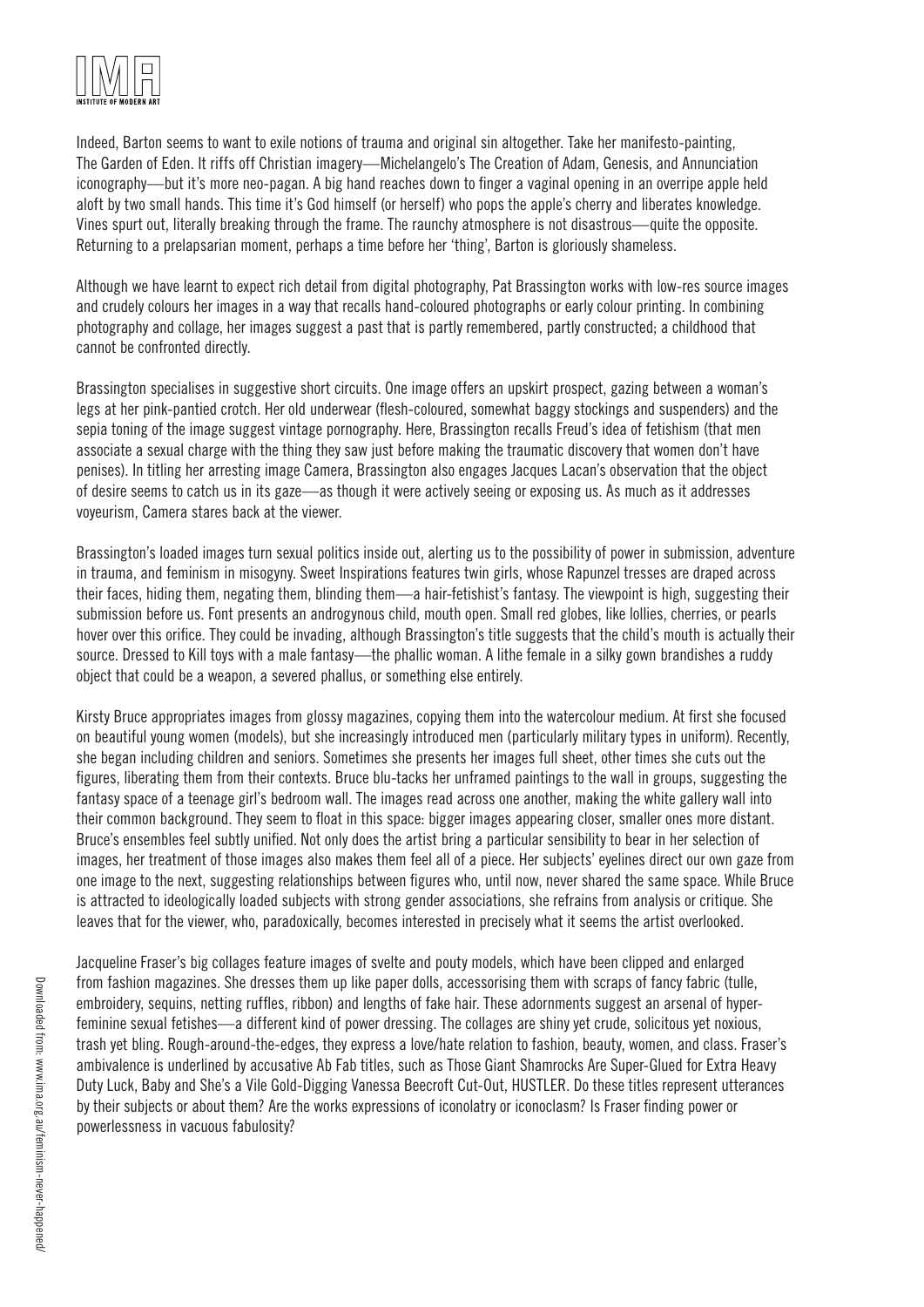Indeed, Barton seems to want to exile notions of trauma and original sin altogether. Take her manifesto-painting, The Garden of Eden. It riffs off Christian imagery—Michelangelo's The Creation of Adam, Genesis, and Annunciation iconography—but it's more neo-pagan. A big hand reaches down to finger a vaginal opening in an overripe apple held aloft by two small hands. This time it's God himself (or herself) who pops the apple's cherry and liberates knowledge. Vines spurt out, literally breaking through the frame. The raunchy atmosphere is not disastrous—quite the opposite. Returning to a prelapsarian moment, perhaps a time before her 'thing', Barton is gloriously shameless.

Although we have learnt to expect rich detail from digital photography, Pat Brassington works with low-res source images and crudely colours her images in a way that recalls hand-coloured photographs or early colour printing. In combining photography and collage, her images suggest a past that is partly remembered, partly constructed; a childhood that cannot be confronted directly.

Brassington specialises in suggestive short circuits. One image offers an upskirt prospect, gazing between a woman's legs at her pink-pantied crotch. Her old underwear (flesh-coloured, somewhat baggy stockings and suspenders) and the sepia toning of the image suggest vintage pornography. Here, Brassington recalls Freud's idea of fetishism (that men associate a sexual charge with the thing they saw just before making the traumatic discovery that women don't have penises). In titling her arresting image Camera, Brassington also engages Jacques Lacan's observation that the object of desire seems to catch us in its gaze—as though it were actively seeing or exposing us. As much as it addresses voyeurism, Camera stares back at the viewer.

Brassington's loaded images turn sexual politics inside out, alerting us to the possibility of power in submission, adventure in trauma, and feminism in misogyny. Sweet Inspirations features twin girls, whose Rapunzel tresses are draped across their faces, hiding them, negating them, blinding them—a hair-fetishist's fantasy. The viewpoint is high, suggesting their submission before us. Font presents an androgynous child, mouth open. Small red globes, like lollies, cherries, or pearls hover over this orifice. They could be invading, although Brassington's title suggests that the child's mouth is actually their source. Dressed to Kill toys with a male fantasy—the phallic woman. A lithe female in a silky gown brandishes a ruddy object that could be a weapon, a severed phallus, or something else entirely.

Kirsty Bruce appropriates images from glossy magazines, copying them into the watercolour medium. At first she focused on beautiful young women (models), but she increasingly introduced men (particularly military types in uniform). Recently, she began including children and seniors. Sometimes she presents her images full sheet, other times she cuts out the figures, liberating them from their contexts. Bruce blu-tacks her unframed paintings to the wall in groups, suggesting the fantasy space of a teenage girl's bedroom wall. The images read across one another, making the white gallery wall into their common background. They seem to float in this space: bigger images appearing closer, smaller ones more distant. Bruce's ensembles feel subtly unified. Not only does the artist bring a particular sensibility to bear in her selection of images, her treatment of those images also makes them feel all of a piece. Her subjects' eyelines direct our own gaze from one image to the next, suggesting relationships between figures who, until now, never shared the same space. While Bruce is attracted to ideologically loaded subjects with strong gender associations, she refrains from analysis or critique. She leaves that for the viewer, who, paradoxically, becomes interested in precisely what it seems the artist overlooked.

Jacqueline Fraser's big collages feature images of svelte and pouty models, which have been clipped and enlarged from fashion magazines. She dresses them up like paper dolls, accessorising them with scraps of fancy fabric (tulle, embroidery, sequins, netting ruffles, ribbon) and lengths of fake hair. These adornments suggest an arsenal of hyper-feminine sexual fetishes—a different kind of power dressing. The collages are shiny yet crude, solicitous yet noxious, trash yet bling. Rough-around-the-edges, they express a love/hate relation to fashion, beauty, women, and class. Fraser's ambivalence is underlined by accusative Ab Fab titles, such as Those Giant Shamrocks Are Super-Glued for Extra Heavy Duty Luck, Baby and She's a Vile Gold-Digging Vanessa Beecroft Cut-Out, HUSTLER. Do these titles represent utterances by their subjects or about them? Are the works expressions of iconolatry or iconoclasm? Is Fraser finding power or powerlessness in vacuous fabulosity?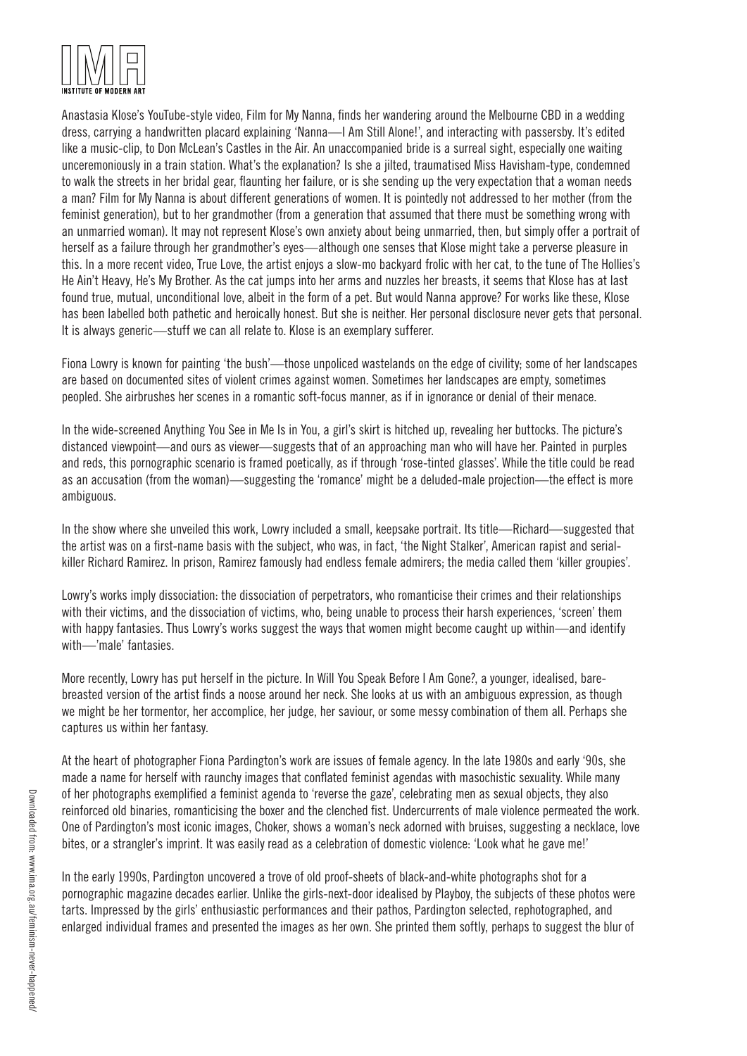Anastasia Klose's YouTube-style video, Film for My Nanna, finds her wandering around the Melbourne CBD in a wedding dress, carrying a handwritten placard explaining 'Nanna—I Am Still Alone!', and interacting with passersby. It's edited like a music-clip, to Don McLean's Castles in the Air. An unaccompanied bride is a surreal sight, especially one waiting unceremoniously in a train station. What's the explanation? Is she a jilted, traumatised Miss Havisham-type, condemned to walk the streets in her bridal gear, flaunting her failure, or is she sending up the very expectation that a woman needs a man? Film for My Nanna is about different generations of women. It is pointedly not addressed to her mother (from the feminist generation), but to her grandmother (from a generation that assumed that there must be something wrong with an unmarried woman). It may not represent Klose's own anxiety about being unmarried, then, but simply offer a portrait of herself as a failure through her grandmother's eyes—although one senses that Klose might take a perverse pleasure in this. In a more recent video, True Love, the artist enjoys a slow-mo backyard frolic with her cat, to the tune of The Hollies's He Ain't Heavy, He's My Brother. As the cat jumps into her arms and nuzzles her breasts, it seems that Klose has at last found true, mutual, unconditional love, albeit in the form of a pet. But would Nanna approve? For works like these, Klose has been labelled both pathetic and heroically honest. But she is neither. Her personal disclosure never gets that personal. It is always generic—stuff we can all relate to. Klose is an exemplary sufferer.

Fiona Lowry is known for painting 'the bush'—those unpoliced wastelands on the edge of civility; some of her landscapes are based on documented sites of violent crimes against women. Sometimes her landscapes are empty, sometimes peopled. She airbrushes her scenes in a romantic soft-focus manner, as if in ignorance or denial of their menace.

In the wide-screened Anything You See in Me Is in You, a girl's skirt is hitched up, revealing her buttocks. The picture's distanced viewpoint—and ours as viewer—suggests that of an approaching man who will have her. Painted in purples and reds, this pornographic scenario is framed poetically, as if through 'rose-tinted glasses'. While the title could be read as an accusation (from the woman)—suggesting the 'romance' might be a deluded-male projection—the effect is more ambiguous.

In the show where she unveiled this work, Lowry included a small, keepsake portrait. Its title—Richard—suggested that the artist was on a first-name basis with the subject, who was, in fact, 'the Night Stalker', American rapist and serial-killer Richard Ramirez. In prison, Ramirez famously had endless female admirers; the media called them 'killer groupies'.

Lowry's works imply dissociation: the dissociation of perpetrators, who romanticise their crimes and their relationships with their victims, and the dissociation of victims, who, being unable to process their harsh experiences, 'screen' them with happy fantasies. Thus Lowry's works suggest the ways that women might become caught up within—and identify with—'male' fantasies.

More recently, Lowry has put herself in the picture. In Will You Speak Before I Am Gone?, a younger, idealised, bare-breasted version of the artist finds a noose around her neck. She looks at us with an ambiguous expression, as though we might be her tormentor, her accomplice, her judge, her saviour, or some messy combination of them all. Perhaps she captures us within her fantasy.

At the heart of photographer Fiona Pardington's work are issues of female agency. In the late 1980s and early '90s, she made a name for herself with raunchy images that conflated feminist agendas with masochistic sexuality. While many of her photographs exemplified a feminist agenda to 'reverse the gaze', celebrating men as sexual objects, they also reinforced old binaries, romanticising the boxer and the clenched fist. Undercurrents of male violence permeated the work. One of Pardington's most iconic images, Choker, shows a woman's neck adorned with bruises, suggesting a necklace, love bites, or a strangler's imprint. It was easily read as a celebration of domestic violence: 'Look what he gave me!'

In the early 1990s, Pardington uncovered a trove of old proof-sheets of black-and-white photographs shot for a pornographic magazine decades earlier. Unlike the girls-next-door idealised by Playboy, the subjects of these photos were tarts. Impressed by the girls' enthusiastic performances and their pathos, Pardington selected, rephotographed, and enlarged individual frames and presented the images as her own. She printed them softly, perhaps to suggest the blur of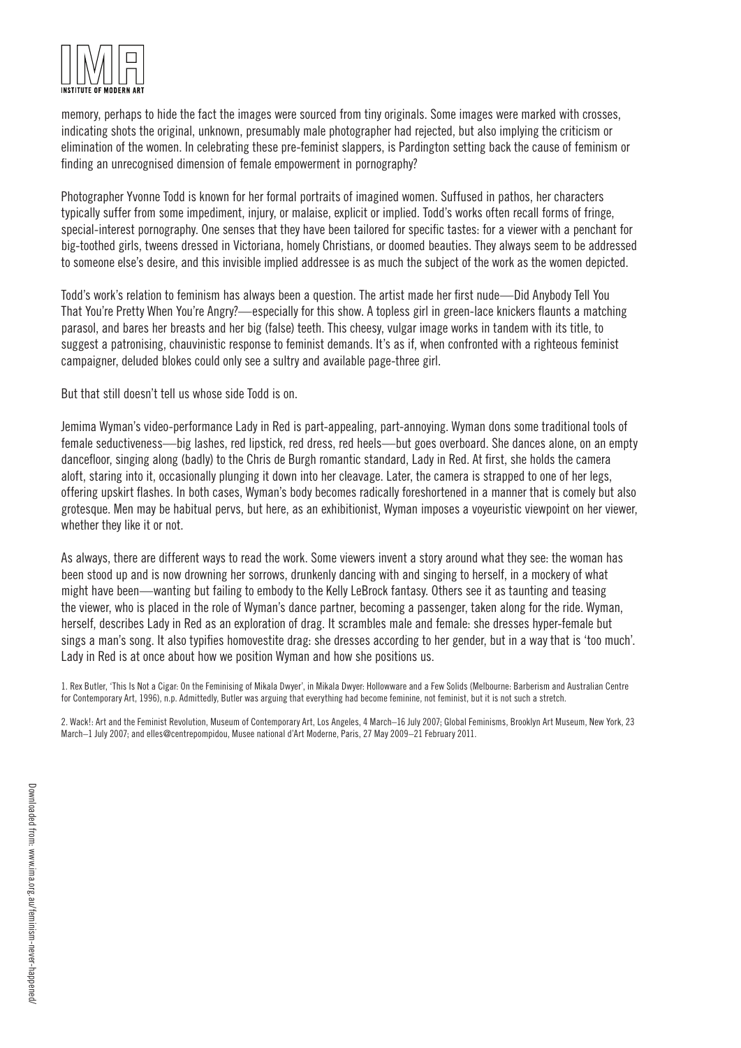memory, perhaps to hide the fact the images were sourced from tiny originals. Some images were marked with crosses, indicating shots the original, unknown, presumably male photographer had rejected, but also implying the criticism or elimination of the women. In celebrating these pre-feminist slappers, is Pardington setting back the cause of feminism or finding an unrecognised dimension of female empowerment in pornography?

Photographer Yvonne Todd is known for her formal portraits of imagined women. Suffused in pathos, her characters typically suffer from some impediment, injury, or malaise, explicit or implied. Todd's works often recall forms of fringe, special-interest pornography. One senses that they have been tailored for specific tastes: for a viewer with a penchant for big-toothed girls, tweens dressed in Victoriana, homely Christians, or doomed beauties. They always seem to be addressed to someone else's desire, and this invisible implied addressee is as much the subject of the work as the women depicted.

Todd's work's relation to feminism has always been a question. The artist made her first nude—Did Anybody Tell You That You're Pretty When You're Angry?—especially for this show. A topless girl in green-lace knickers flaunts a matching parasol, and bares her breasts and her big (false) teeth. This cheesy, vulgar image works in tandem with its title, to suggest a patronising, chauvinistic response to feminist demands. It's as if, when confronted with a righteous feminist campaigner, deluded blokes could only see a sultry and available page-three girl.

But that still doesn't tell us whose side Todd is on.

Jemima Wyman's video-performance Lady in Red is part-appealing, part-annoying. Wyman dons some traditional tools of female seductiveness—big lashes, red lipstick, red dress, red heels—but goes overboard. She dances alone, on an empty dancefloor, singing along (badly) to the Chris de Burgh romantic standard, Lady in Red. At first, she holds the camera aloft, staring into it, occasionally plunging it down into her cleavage. Later, the camera is strapped to one of her legs, offering upskirt flashes. In both cases, Wyman's body becomes radically foreshortened in a manner that is comely but also grotesque. Men may be habitual pervs, but here, as an exhibitionist, Wyman imposes a voyeuristic viewpoint on her viewer, whether they like it or not.

As always, there are different ways to read the work. Some viewers invent a story around what they see: the woman has been stood up and is now drowning her sorrows, drunkenly dancing with and singing to herself, in a mockery of what might have been—wanting but failing to embody to the Kelly LeBrock fantasy. Others see it as taunting and teasing the viewer, who is placed in the role of Wyman's dance partner, becoming a passenger, taken along for the ride. Wyman, herself, describes Lady in Red as an exploration of drag. It scrambles male and female: she dresses hyper-female but sings a man's song. It also typifies homovestite drag: she dresses according to her gender, but in a way that is 'too much'. Lady in Red is at once about how we position Wyman and how she positions us.

1. Rex Butler, 'This Is Not a Cigar: On the Feminising of Mikala Dwyer', in Mikala Dwyer: Hollowware and a Few Solids (Melbourne: Barberism and Australian Centre for Contemporary Art, 1996), n.p. Admittedly, Butler was arguing that everything had become feminine, not feminist, but it is not such a stretch.

2. Wack!: Art and the Feminist Revolution, Museum of Contemporary Art, Los Angeles, 4 March–16 July 2007; Global Feminisms, Brooklyn Art Museum, New York, 23 March–1 July 2007; and elles@centrepompidou, Musee national d'Art Moderne, Paris, 27 May 2009–21 February 2011.